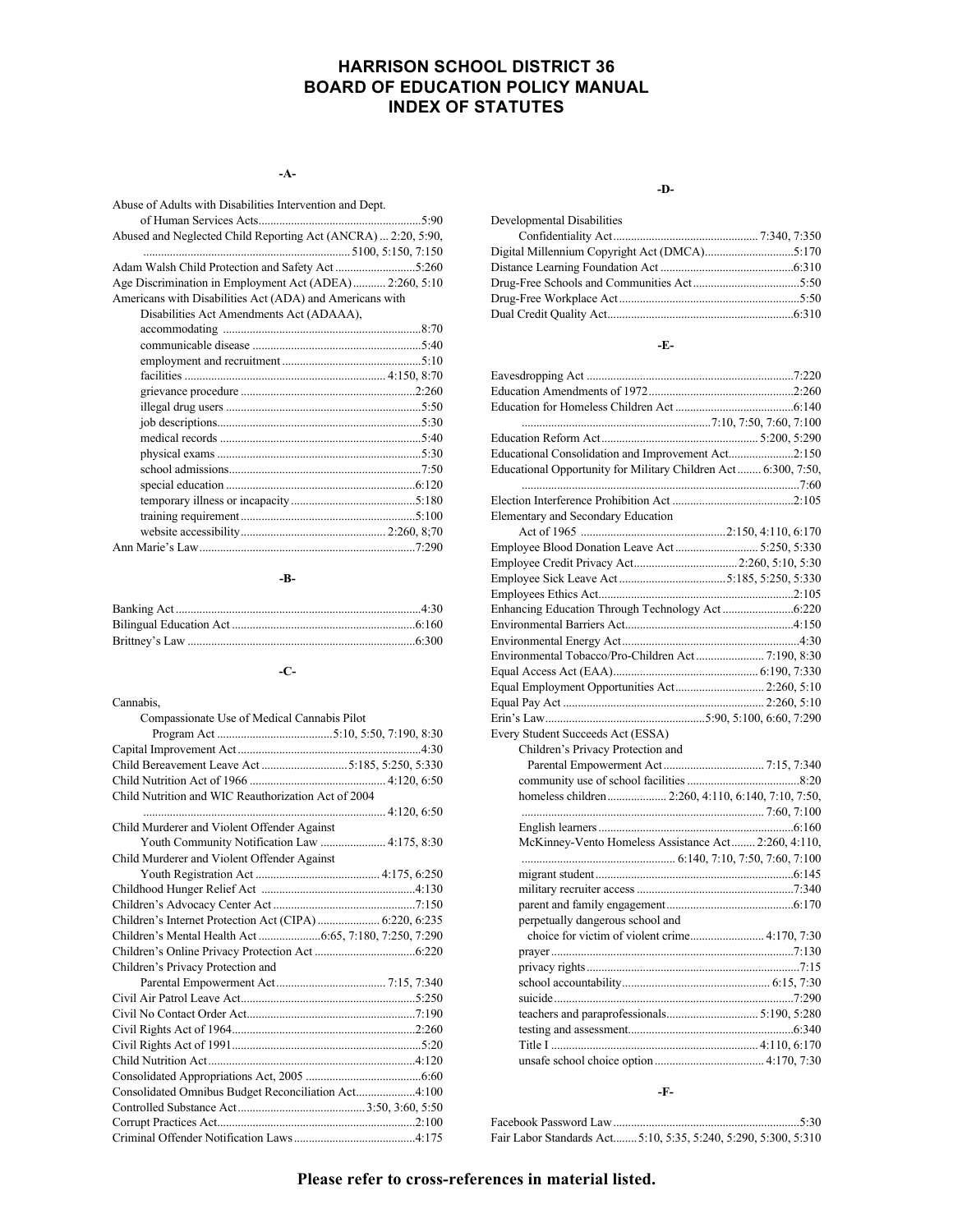# HARRISON SCHOOL DISTRICT 36
# BOARD OF EDUCATION POLICY MANUAL
# INDEX OF STATUTES

**-A-**

Abuse of Adults with Disabilities Intervention and Dept. of Human Services Acts....5:90
Abused and Neglected Child Reporting Act (ANCRA)... 2:20, 5:90, 5100, 5:150, 7:150
Adam Walsh Child Protection and Safety Act....5:260
Age Discrimination in Employment Act (ADEA)....2:260, 5:10
Americans with Disabilities Act (ADA) and Americans with Disabilities Act Amendments Act (ADAAA),
- accommodating....8:70
- communicable disease....5:40
- employment and recruitment....5:10
- facilities....4:150, 8:70
- grievance procedure....2:260
- illegal drug users....5:50
- job descriptions....5:30
- medical records....5:40
- physical exams....5:30
- school admissions....7:50
- special education....6:120
- temporary illness or incapacity....5:180
- training requirement....5:100
- website accessibility....2:260, 8;70

Ann Marie's Law....7:290

**-B-**

Banking Act....4:30
Bilingual Education Act....6:160
Brittney's Law....6:300

**-C-**

Cannabis,
- Compassionate Use of Medical Cannabis Pilot Program Act....5:10, 5:50, 7:190, 8:30

Capital Improvement Act....4:30
Child Bereavement Leave Act....5:185, 5:250, 5:330
Child Nutrition Act of 1966....4:120, 6:50
Child Nutrition and WIC Reauthorization Act of 2004....4:120, 6:50
Child Murderer and Violent Offender Against Youth Community Notification Law....4:175, 8:30
Child Murderer and Violent Offender Against Youth Registration Act....4:175, 6:250
Childhood Hunger Relief Act....4:130
Children's Advocacy Center Act....7:150
Children's Internet Protection Act (CIPA)....6:220, 6:235
Children's Mental Health Act....6:65, 7:180, 7:250, 7:290
Children's Online Privacy Protection Act....6:220
Children's Privacy Protection and Parental Empowerment Act....7:15, 7:340
Civil Air Patrol Leave Act....5:250
Civil No Contact Order Act....7:190
Civil Rights Act of 1964....2:260
Civil Rights Act of 1991....5:20
Child Nutrition Act....4:120
Consolidated Appropriations Act, 2005....6:60
Consolidated Omnibus Budget Reconciliation Act....4:100
Controlled Substance Act....3:50, 3:60, 5:50
Corrupt Practices Act....2:100
Criminal Offender Notification Laws....4:175

**-D-**

Developmental Disabilities Confidentiality Act....7:340, 7:350
Digital Millennium Copyright Act (DMCA)....5:170
Distance Learning Foundation Act....6:310
Drug-Free Schools and Communities Act....5:50
Drug-Free Workplace Act....5:50
Dual Credit Quality Act....6:310

**-E-**

Eavesdropping Act....7:220
Education Amendments of 1972....2:260
Education for Homeless Children Act....6:140, 7:10, 7:50, 7:60, 7:100
Education Reform Act....5:200, 5:290
Educational Consolidation and Improvement Act....2:150
Educational Opportunity for Military Children Act....6:300, 7:50, 7:60
Election Interference Prohibition Act....2:105
Elementary and Secondary Education Act of 1965....2:150, 4:110, 6:170
Employee Blood Donation Leave Act....5:250, 5:330
Employee Credit Privacy Act....2:260, 5:10, 5:30
Employee Sick Leave Act....5:185, 5:250, 5:330
Employees Ethics Act....2:105
Enhancing Education Through Technology Act....6:220
Environmental Barriers Act....4:150
Environmental Energy Act....4:30
Environmental Tobacco/Pro-Children Act....7:190, 8:30
Equal Access Act (EAA)....6:190, 7:330
Equal Employment Opportunities Act....2:260, 5:10
Equal Pay Act....2:260, 5:10
Erin's Law....5:90, 5:100, 6:60, 7:290
Every Student Succeeds Act (ESSA)
- Children's Privacy Protection and Parental Empowerment Act....7:15, 7:340
- community use of school facilities....8:20
- homeless children....2:260, 4:110, 6:140, 7:10, 7:50, 7:60, 7:100
- English learners....6:160
- McKinney-Vento Homeless Assistance Act....2:260, 4:110, 6:140, 7:10, 7:50, 7:60, 7:100
- migrant student....6:145
- military recruiter access....7:340
- parent and family engagement....6:170
- perpetually dangerous school and choice for victim of violent crime....4:170, 7:30
- prayer....7:130
- privacy rights....7:15
- school accountability....6:15, 7:30
- suicide....7:290
- teachers and paraprofessionals....5:190, 5:280
- testing and assessment....6:340
- Title I....4:110, 6:170
- unsafe school choice option....4:170, 7:30

**-F-**

Facebook Password Law....5:30
Fair Labor Standards Act....5:10, 5:35, 5:240, 5:290, 5:300, 5:310

**Please refer to cross-references in material listed.**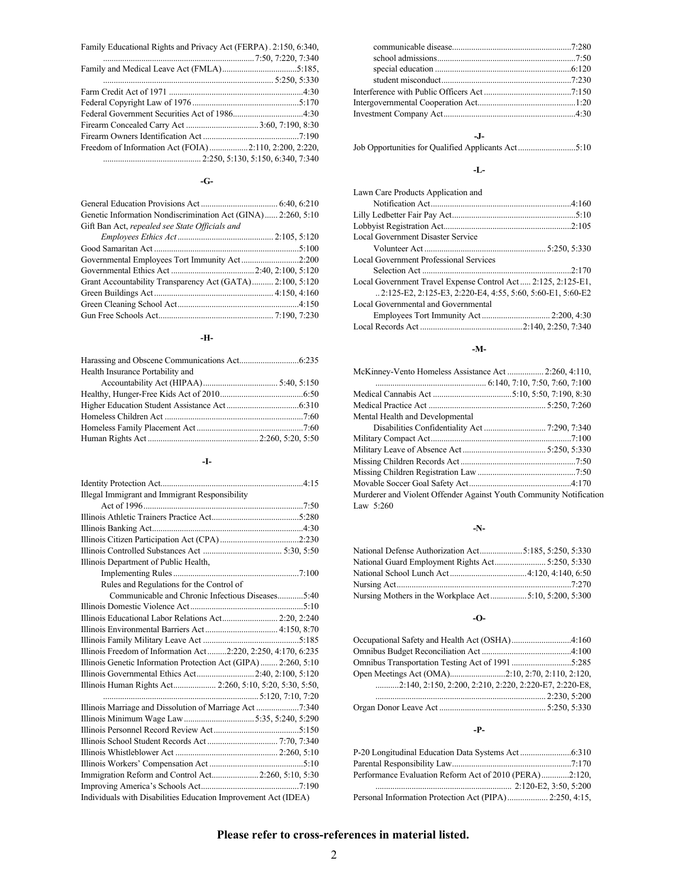Family Educational Rights and Privacy Act (FERPA) . 2:150, 6:340, 7:50, 7:220, 7:340
Family and Medical Leave Act (FMLA) ... 5:185, 5:250, 5:330
Farm Credit Act of 1971 ... 4:30
Federal Copyright Law of 1976 ... 5:170
Federal Government Securities Act of 1986 ... 4:30
Firearm Concealed Carry Act ... 3:60, 7:190, 8:30
Firearm Owners Identification Act ... 7:190
Freedom of Information Act (FOIA) ... 2:110, 2:200, 2:220, 2:250, 5:130, 5:150, 6:340, 7:340

**-G-**

General Education Provisions Act ... 6:40, 6:210
Genetic Information Nondiscrimination Act (GINA) ... 2:260, 5:10
Gift Ban Act, *repealed see State Officials and Employees Ethics Act* ... 2:105, 5:120
Good Samaritan Act ... 5:100
Governmental Employees Tort Immunity Act ... 2:200
Governmental Ethics Act ... 2:40, 2:100, 5:120
Grant Accountability Transparency Act (GATA) ... 2:100, 5:120
Green Buildings Act ... 4:150, 4:160
Green Cleaning School Act ... 4:150
Gun Free Schools Act ... 7:190, 7:230

**-H-**

Harassing and Obscene Communications Act ... 6:235
Health Insurance Portability and Accountability Act (HIPAA) ... 5:40, 5:150
Healthy, Hunger-Free Kids Act of 2010 ... 6:50
Higher Education Student Assistance Act ... 6:310
Homeless Children Act ... 7:60
Homeless Family Placement Act ... 7:60
Human Rights Act ... 2:260, 5:20, 5:50

**-I-**

Identity Protection Act ... 4:15
Illegal Immigrant and Immigrant Responsibility Act of 1996 ... 7:50
Illinois Athletic Trainers Practice Act ... 5:280
Illinois Banking Act ... 4:30
Illinois Citizen Participation Act (CPA) ... 2:230
Illinois Controlled Substances Act ... 5:30, 5:50
Illinois Department of Public Health,
 Implementing Rules ... 7:100
 Rules and Regulations for the Control of Communicable and Chronic Infectious Diseases ... 5:40
Illinois Domestic Violence Act ... 5:10
Illinois Educational Labor Relations Act ... 2:20, 2:240
Illinois Environmental Barriers Act ... 4:150, 8:70
Illinois Family Military Leave Act ... 5:185
Illinois Freedom of Information Act ... 2:220, 2:250, 4:170, 6:235
Illinois Genetic Information Protection Act (GIPA) ... 2:260, 5:10
Illinois Governmental Ethics Act ... 2:40, 2:100, 5:120
Illinois Human Rights Act ... 2:260, 5:10, 5:20, 5:30, 5:50, 5:120, 7:10, 7:20
Illinois Marriage and Dissolution of Marriage Act ... 7:340
Illinois Minimum Wage Law ... 5:35, 5:240, 5:290
Illinois Personnel Record Review Act ... 5:150
Illinois School Student Records Act ... 7:70, 7:340
Illinois Whistleblower Act ... 2:260, 5:10
Illinois Workers' Compensation Act ... 5:10
Immigration Reform and Control Act ... 2:260, 5:10, 5:30
Improving America's Schools Act ... 7:190
Individuals with Disabilities Education Improvement Act (IDEA)
 communicable disease ... 7:280
 school admissions ... 7:50
 special education ... 6:120
 student misconduct ... 7:230
Interference with Public Officers Act ... 7:150
Intergovernmental Cooperation Act ... 1:20
Investment Company Act ... 4:30

**-J-**

Job Opportunities for Qualified Applicants Act ... 5:10

**-L-**

Lawn Care Products Application and Notification Act ... 4:160
Lilly Ledbetter Fair Pay Act ... 5:10
Lobbyist Registration Act ... 2:105
Local Government Disaster Service Volunteer Act ... 5:250, 5:330
Local Government Professional Services Selection Act ... 2:170
Local Government Travel Expense Control Act ... 2:125, 2:125-E1, 2:125-E2, 2:125-E3, 2:220-E4, 4:55, 5:60, 5:60-E1, 5:60-E2
Local Governmental and Governmental Employees Tort Immunity Act ... 2:200, 4:30
Local Records Act ... 2:140, 2:250, 7:340

**-M-**

McKinney-Vento Homeless Assistance Act ... 2:260, 4:110, 6:140, 7:10, 7:50, 7:60, 7:100
Medical Cannabis Act ... 5:10, 5:50, 7:190, 8:30
Medical Practice Act ... 5:250, 7:260
Mental Health and Developmental Disabilities Confidentiality Act ... 7:290, 7:340
Military Compact Act ... 7:100
Military Leave of Absence Act ... 5:250, 5:330
Missing Children Records Act ... 7:50
Missing Children Registration Law ... 7:50
Movable Soccer Goal Safety Act ... 4:170
Murderer and Violent Offender Against Youth Community Notification Law 5:260

**-N-**

National Defense Authorization Act ... 5:185, 5:250, 5:330
National Guard Employment Rights Act ... 5:250, 5:330
National School Lunch Act ... 4:120, 4:140, 6:50
Nursing Act ... 7:270
Nursing Mothers in the Workplace Act ... 5:10, 5:200, 5:300

**-O-**

Occupational Safety and Health Act (OSHA) ... 4:160
Omnibus Budget Reconciliation Act ... 4:100
Omnibus Transportation Testing Act of 1991 ... 5:285
Open Meetings Act (OMA) ... 2:10, 2:70, 2:110, 2:120, 2:140, 2:150, 2:200, 2:210, 2:220, 2:220-E7, 2:220-E8, 2:230, 5:200
Organ Donor Leave Act ... 5:250, 5:330

**-P-**

P-20 Longitudinal Education Data Systems Act ... 6:310
Parental Responsibility Law ... 7:170
Performance Evaluation Reform Act of 2010 (PERA) ... 2:120, 2:120-E2, 3:50, 5:200
Personal Information Protection Act (PIPA) ... 2:250, 4:15,

**Please refer to cross-references in material listed.**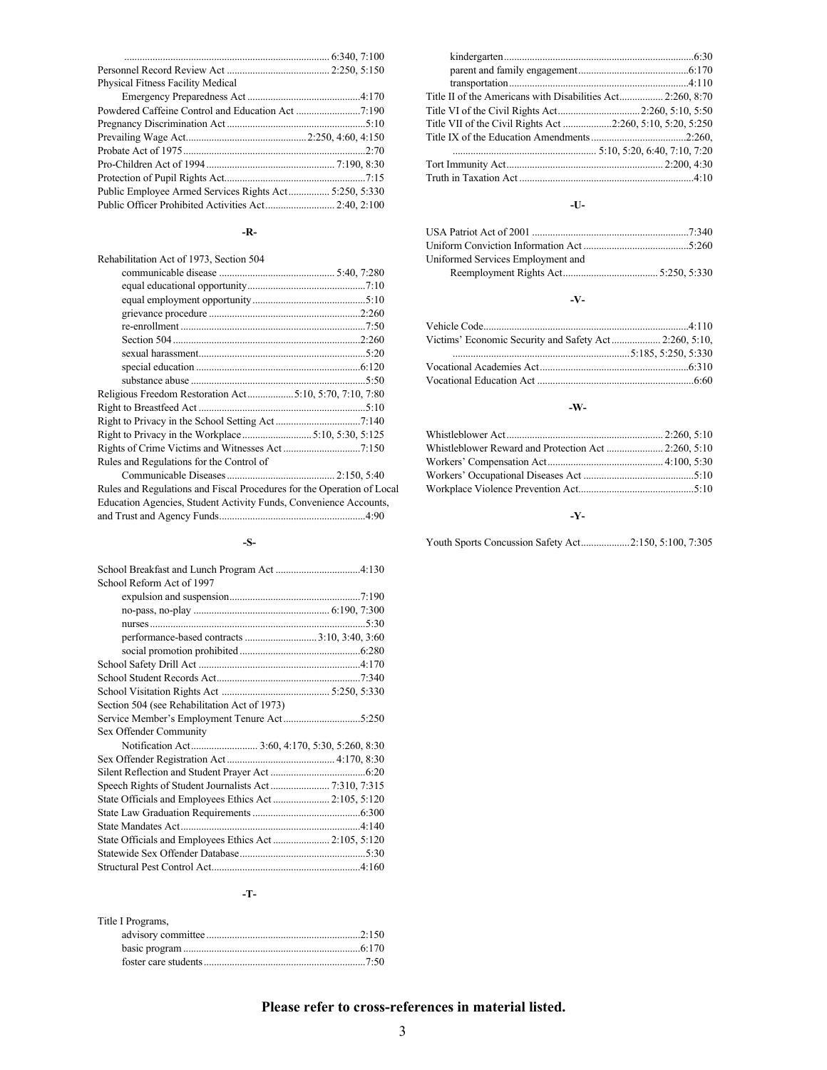...6:340, 7:100

Personnel Record Review Act ... 2:250, 5:150

Physical Fitness Facility Medical
- Emergency Preparedness Act ... 4:170

Powdered Caffeine Control and Education Act ... 7:190

Pregnancy Discrimination Act ... 5:10

Prevailing Wage Act ... 2:250, 4:60, 4:150

Probate Act of 1975 ... 2:70

Pro-Children Act of 1994 ... 7:190, 8:30

Protection of Pupil Rights Act ... 7:15

Public Employee Armed Services Rights Act ... 5:250, 5:330

Public Officer Prohibited Activities Act ... 2:40, 2:100

**-R-**

Rehabilitation Act of 1973, Section 504
- communicable disease ... 5:40, 7:280
- equal educational opportunity ... 7:10
- equal employment opportunity ... 5:10
- grievance procedure ... 2:260
- re-enrollment ... 7:50
- Section 504 ... 2:260
- sexual harassment ... 5:20
- special education ... 6:120
- substance abuse ... 5:50

Religious Freedom Restoration Act ... 5:10, 5:70, 7:10, 7:80

Right to Breastfeed Act ... 5:10

Right to Privacy in the School Setting Act ... 7:140

Right to Privacy in the Workplace ... 5:10, 5:30, 5:125

Rights of Crime Victims and Witnesses Act ... 7:150

Rules and Regulations for the Control of
- Communicable Diseases ... 2:150, 5:40

Rules and Regulations and Fiscal Procedures for the Operation of Local Education Agencies, Student Activity Funds, Convenience Accounts, and Trust and Agency Funds ... 4:90

**-S-**

School Breakfast and Lunch Program Act ... 4:130

School Reform Act of 1997
- expulsion and suspension ... 7:190
- no-pass, no-play ... 6:190, 7:300
- nurses ... 5:30
- performance-based contracts ... 3:10, 3:40, 3:60
- social promotion prohibited ... 6:280

School Safety Drill Act ... 4:170

School Student Records Act ... 7:340

School Visitation Rights Act ... 5:250, 5:330

Section 504 (see Rehabilitation Act of 1973)

Service Member's Employment Tenure Act ... 5:250

Sex Offender Community
- Notification Act ... 3:60, 4:170, 5:30, 5:260, 8:30

Sex Offender Registration Act ... 4:170, 8:30

Silent Reflection and Student Prayer Act ... 6:20

Speech Rights of Student Journalists Act ... 7:310, 7:315

State Officials and Employees Ethics Act ... 2:105, 5:120

State Law Graduation Requirements ... 6:300

State Mandates Act ... 4:140

State Officials and Employees Ethics Act ... 2:105, 5:120

Statewide Sex Offender Database ... 5:30

Structural Pest Control Act ... 4:160

**-T-**

Title I Programs,
- advisory committee ... 2:150
- basic program ... 6:170
- foster care students ... 7:50
- kindergarten ... 6:30
- parent and family engagement ... 6:170
- transportation ... 4:110

Title II of the Americans with Disabilities Act ... 2:260, 8:70

Title VI of the Civil Rights Act ... 2:260, 5:10, 5:50

Title VII of the Civil Rights Act ... 2:260, 5:10, 5:20, 5:250

Title IX of the Education Amendments ... 2:260, 5:10, 5:20, 6:40, 7:10, 7:20

Tort Immunity Act ... 2:200, 4:30

Truth in Taxation Act ... 4:10

**-U-**

USA Patriot Act of 2001 ... 7:340

Uniform Conviction Information Act ... 5:260

Uniformed Services Employment and
- Reemployment Rights Act ... 5:250, 5:330

**-V-**

Vehicle Code ... 4:110

Victims' Economic Security and Safety Act ... 2:260, 5:10, 5:185, 5:250, 5:330

Vocational Academies Act ... 6:310

Vocational Education Act ... 6:60

**-W-**

Whistleblower Act ... 2:260, 5:10

Whistleblower Reward and Protection Act ... 2:260, 5:10

Workers' Compensation Act ... 4:100, 5:30

Workers' Occupational Diseases Act ... 5:10

Workplace Violence Prevention Act ... 5:10

**-Y-**

Youth Sports Concussion Safety Act ... 2:150, 5:100, 7:305

**Please refer to cross-references in material listed.**